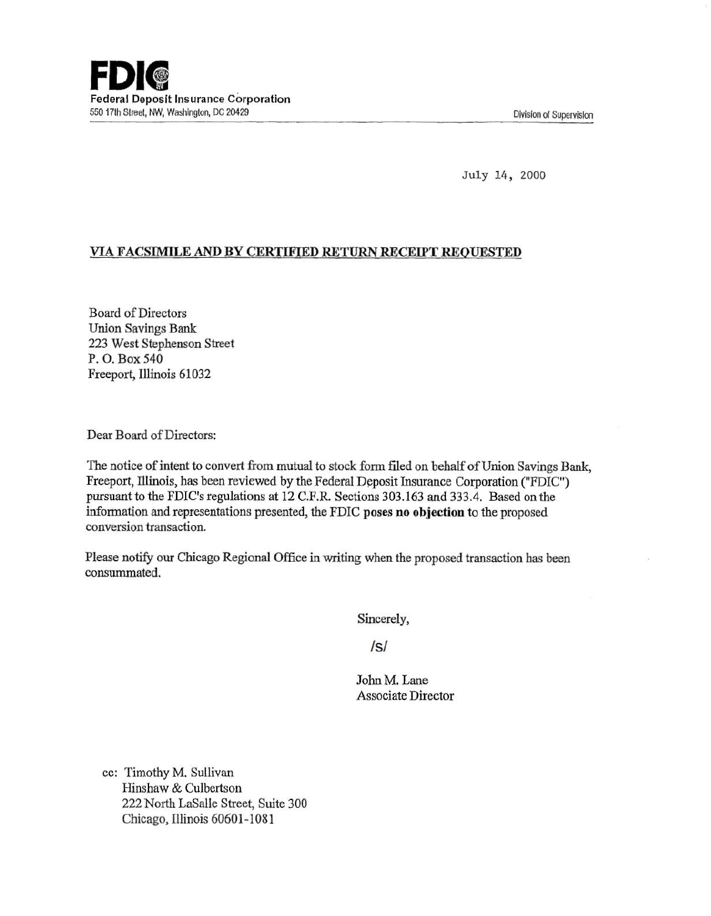**FDIC**
**Federal Deposit Insurance Corporation**
550 17th Street, NW, Washington, DC 20429

Division of Supervision

July 14, 2000

**VIA FACSIMILE AND BY CERTIFIED RETURN RECEIPT REQUESTED**

Board of Directors
Union Savings Bank
223 West Stephenson Street
P. O. Box 540
Freeport, Illinois 61032

Dear Board of Directors:

The notice of intent to convert from mutual to stock form filed on behalf of Union Savings Bank, Freeport, Illinois, has been reviewed by the Federal Deposit Insurance Corporation ("FDIC") pursuant to the FDIC's regulations at 12 C.F.R. Sections 303.163 and 333.4. Based on the information and representations presented, the FDIC **poses no objection** to the proposed conversion transaction.

Please notify our Chicago Regional Office in writing when the proposed transaction has been consummated.

Sincerely,

/s/

John M. Lane
Associate Director

cc: Timothy M. Sullivan
Hinshaw & Culbertson
222 North LaSalle Street, Suite 300
Chicago, Illinois 60601-1081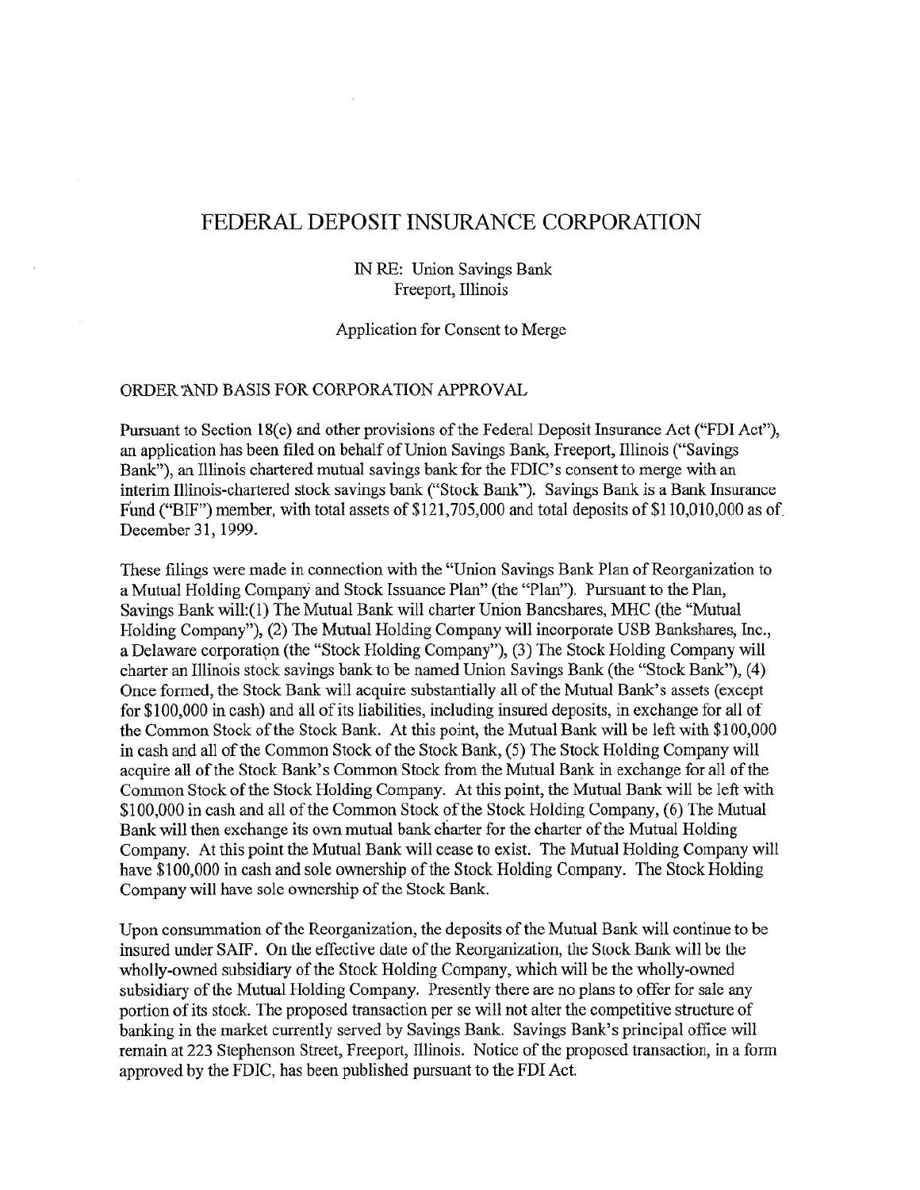# FEDERAL DEPOSIT INSURANCE CORPORATION

IN RE: Union Savings Bank
Freeport, Illinois

Application for Consent to Merge

ORDER AND BASIS FOR CORPORATION APPROVAL

Pursuant to Section 18(c) and other provisions of the Federal Deposit Insurance Act ("FDI Act"), an application has been filed on behalf of Union Savings Bank, Freeport, Illinois ("Savings Bank"), an Illinois chartered mutual savings bank for the FDIC's consent to merge with an interim Illinois-chartered stock savings bank ("Stock Bank"). Savings Bank is a Bank Insurance Fund ("BIF") member, with total assets of $121,705,000 and total deposits of $110,010,000 as of December 31, 1999.

These filings were made in connection with the "Union Savings Bank Plan of Reorganization to a Mutual Holding Company and Stock Issuance Plan" (the "Plan"). Pursuant to the Plan, Savings Bank will:(1) The Mutual Bank will charter Union Bancshares, MHC (the "Mutual Holding Company"), (2) The Mutual Holding Company will incorporate USB Bankshares, Inc., a Delaware corporation (the "Stock Holding Company"), (3) The Stock Holding Company will charter an Illinois stock savings bank to be named Union Savings Bank (the "Stock Bank"), (4) Once formed, the Stock Bank will acquire substantially all of the Mutual Bank's assets (except for $100,000 in cash) and all of its liabilities, including insured deposits, in exchange for all of the Common Stock of the Stock Bank. At this point, the Mutual Bank will be left with $100,000 in cash and all of the Common Stock of the Stock Bank, (5) The Stock Holding Company will acquire all of the Stock Bank's Common Stock from the Mutual Bank in exchange for all of the Common Stock of the Stock Holding Company. At this point, the Mutual Bank will be left with $100,000 in cash and all of the Common Stock of the Stock Holding Company, (6) The Mutual Bank will then exchange its own mutual bank charter for the charter of the Mutual Holding Company. At this point the Mutual Bank will cease to exist. The Mutual Holding Company will have $100,000 in cash and sole ownership of the Stock Holding Company. The Stock Holding Company will have sole ownership of the Stock Bank.

Upon consummation of the Reorganization, the deposits of the Mutual Bank will continue to be insured under SAIF. On the effective date of the Reorganization, the Stock Bank will be the wholly-owned subsidiary of the Stock Holding Company, which will be the wholly-owned subsidiary of the Mutual Holding Company. Presently there are no plans to offer for sale any portion of its stock. The proposed transaction per se will not alter the competitive structure of banking in the market currently served by Savings Bank. Savings Bank's principal office will remain at 223 Stephenson Street, Freeport, Illinois. Notice of the proposed transaction, in a form approved by the FDIC, has been published pursuant to the FDI Act.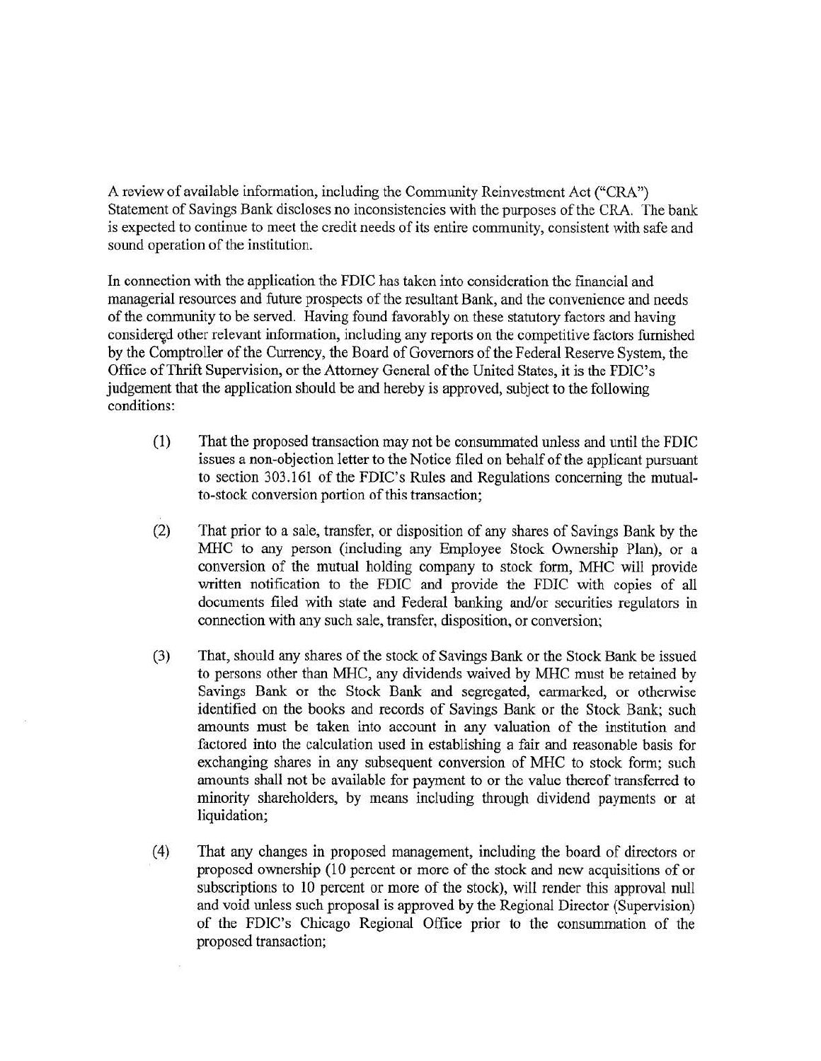A review of available information, including the Community Reinvestment Act ("CRA") Statement of Savings Bank discloses no inconsistencies with the purposes of the CRA. The bank is expected to continue to meet the credit needs of its entire community, consistent with safe and sound operation of the institution.

In connection with the application the FDIC has taken into consideration the financial and managerial resources and future prospects of the resultant Bank, and the convenience and needs of the community to be served. Having found favorably on these statutory factors and having considered other relevant information, including any reports on the competitive factors furnished by the Comptroller of the Currency, the Board of Governors of the Federal Reserve System, the Office of Thrift Supervision, or the Attorney General of the United States, it is the FDIC's judgement that the application should be and hereby is approved, subject to the following conditions:

(1) That the proposed transaction may not be consummated unless and until the FDIC issues a non-objection letter to the Notice filed on behalf of the applicant pursuant to section 303.161 of the FDIC's Rules and Regulations concerning the mutual-to-stock conversion portion of this transaction;

(2) That prior to a sale, transfer, or disposition of any shares of Savings Bank by the MHC to any person (including any Employee Stock Ownership Plan), or a conversion of the mutual holding company to stock form, MHC will provide written notification to the FDIC and provide the FDIC with copies of all documents filed with state and Federal banking and/or securities regulators in connection with any such sale, transfer, disposition, or conversion;

(3) That, should any shares of the stock of Savings Bank or the Stock Bank be issued to persons other than MHC, any dividends waived by MHC must be retained by Savings Bank or the Stock Bank and segregated, earmarked, or otherwise identified on the books and records of Savings Bank or the Stock Bank; such amounts must be taken into account in any valuation of the institution and factored into the calculation used in establishing a fair and reasonable basis for exchanging shares in any subsequent conversion of MHC to stock form; such amounts shall not be available for payment to or the value thereof transferred to minority shareholders, by means including through dividend payments or at liquidation;

(4) That any changes in proposed management, including the board of directors or proposed ownership (10 percent or more of the stock and new acquisitions of or subscriptions to 10 percent or more of the stock), will render this approval null and void unless such proposal is approved by the Regional Director (Supervision) of the FDIC's Chicago Regional Office prior to the consummation of the proposed transaction;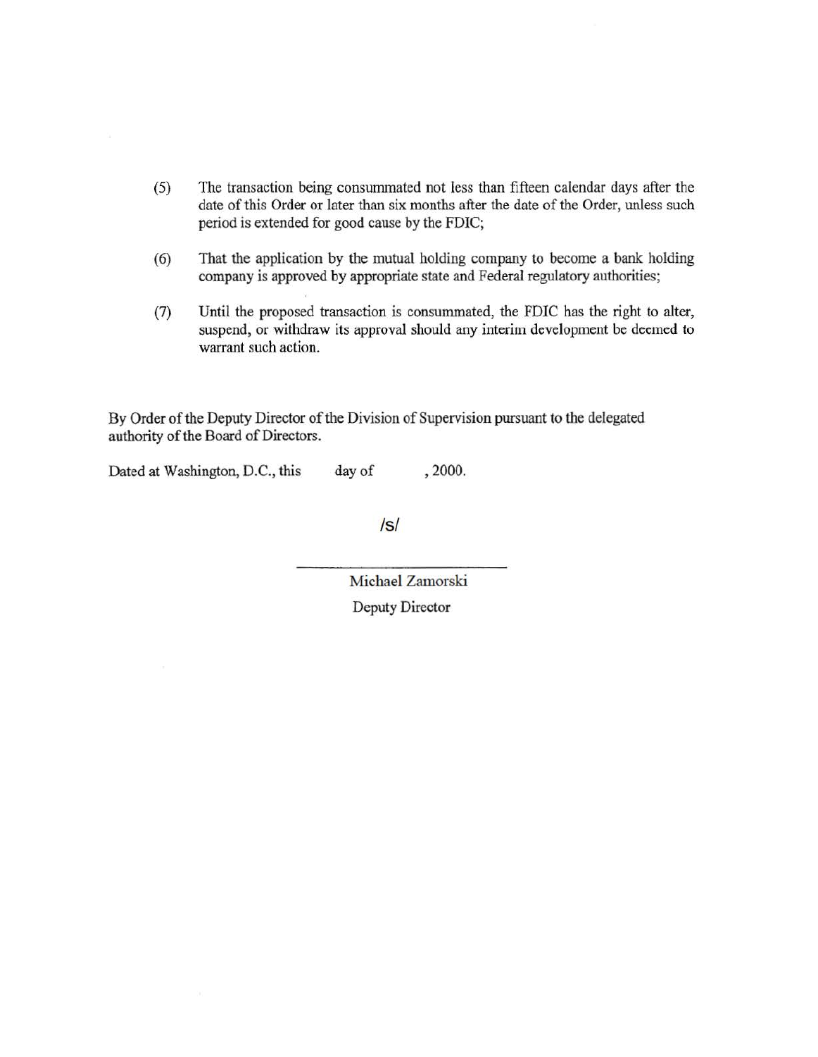(5) The transaction being consummated not less than fifteen calendar days after the date of this Order or later than six months after the date of the Order, unless such period is extended for good cause by the FDIC;

(6) That the application by the mutual holding company to become a bank holding company is approved by appropriate state and Federal regulatory authorities;

(7) Until the proposed transaction is consummated, the FDIC has the right to alter, suspend, or withdraw its approval should any interim development be deemed to warrant such action.

By Order of the Deputy Director of the Division of Supervision pursuant to the delegated authority of the Board of Directors.

Dated at Washington, D.C., this day of , 2000.

/s/

Michael Zamorski

Deputy Director